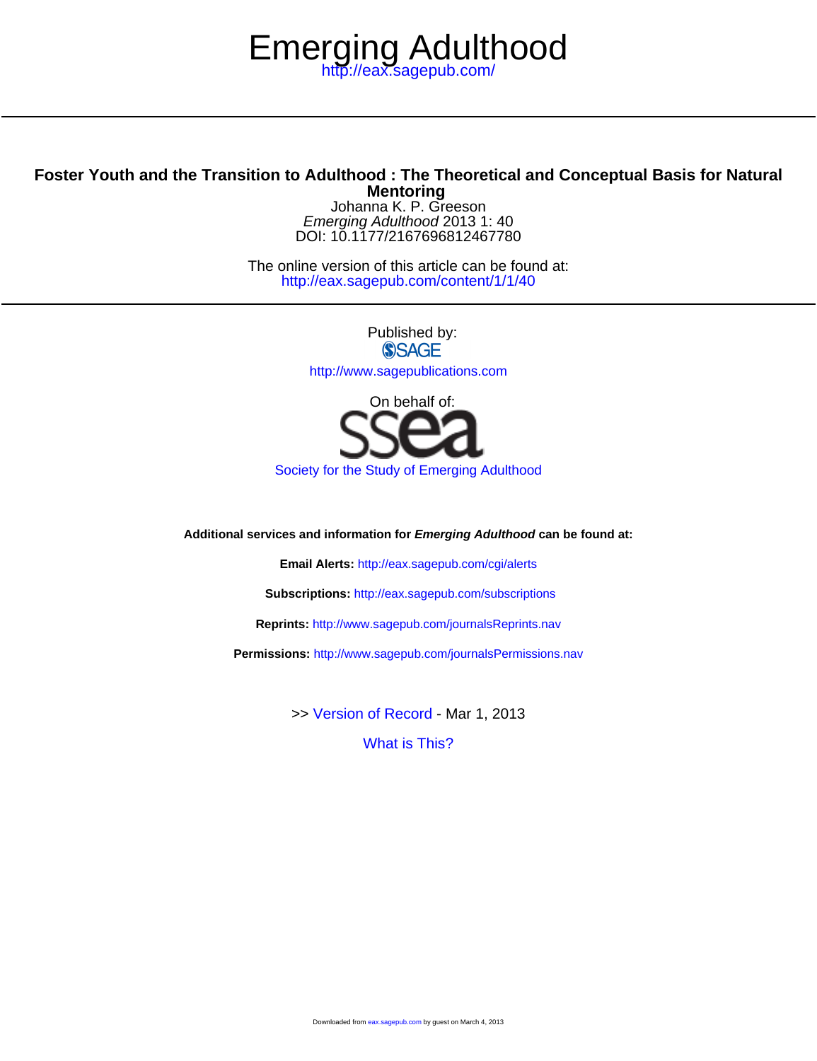# Emerging Adulthood

http://eax.sagepub.com/

## Foster Youth and the Transition to Adulthood : The Theoretical and Conceptual Basis for Natural Mentoring

Johanna K. P. Greeson

*Emerging Adulthood* 2013 1: 40

DOI: 10.1177/2167696812467780

The online version of this article can be found at:

http://eax.sagepub.com/content/1/1/40

Published by:

SAGE

http://www.sagepublications.com

On behalf of:

ssea

Society for the Study of Emerging Adulthood

**Additional services and information for *Emerging Adulthood* can be found at:**

**Email Alerts:** http://eax.sagepub.com/cgi/alerts

**Subscriptions:** http://eax.sagepub.com/subscriptions

**Reprints:** http://www.sagepub.com/journalsReprints.nav

**Permissions:** http://www.sagepub.com/journalsPermissions.nav

>> Version of Record - Mar 1, 2013

What is This?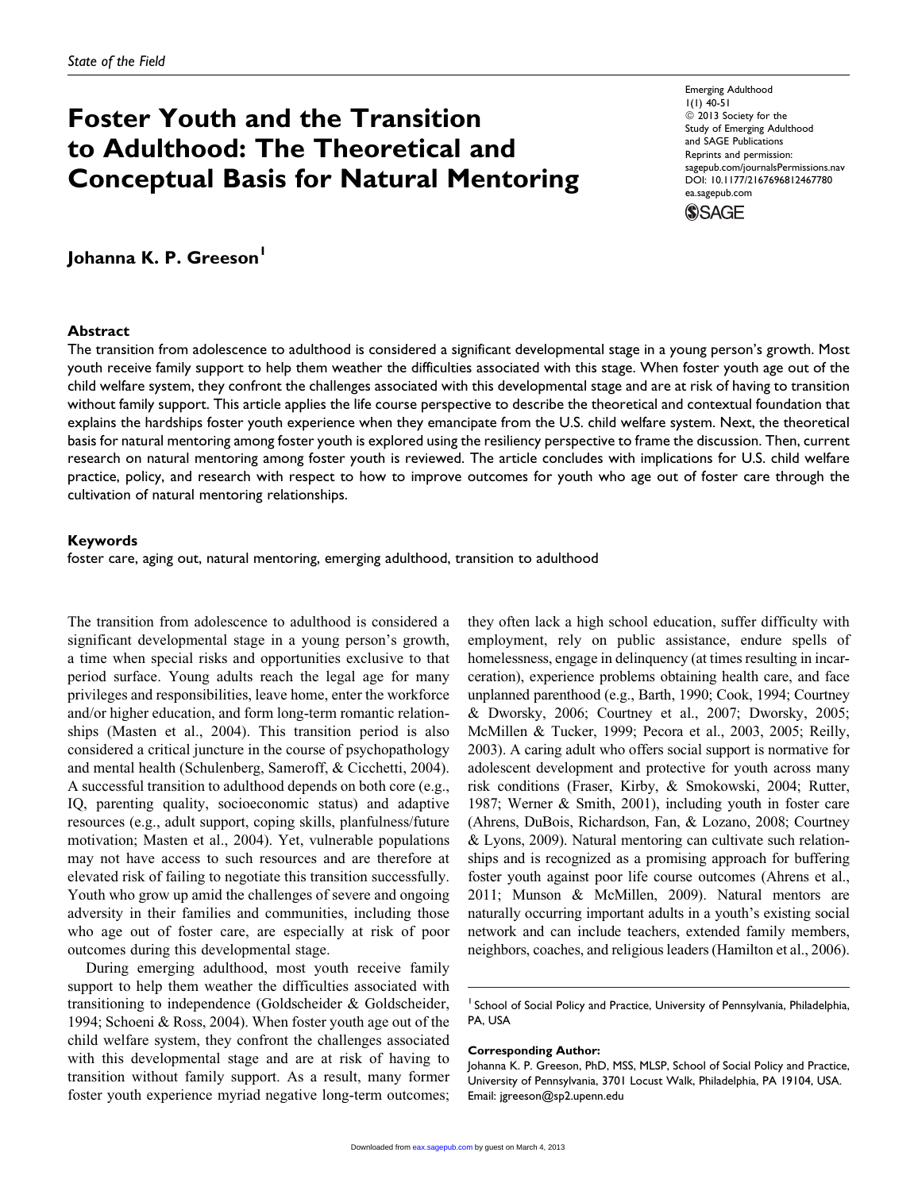# Foster Youth and the Transition to Adulthood: The Theoretical and Conceptual Basis for Natural Mentoring

**Johanna K. P. Greeson**[1]

## Abstract

The transition from adolescence to adulthood is considered a significant developmental stage in a young person's growth. Most youth receive family support to help them weather the difficulties associated with this stage. When foster youth age out of the child welfare system, they confront the challenges associated with this developmental stage and are at risk of having to transition without family support. This article applies the life course perspective to describe the theoretical and contextual foundation that explains the hardships foster youth experience when they emancipate from the U.S. child welfare system. Next, the theoretical basis for natural mentoring among foster youth is explored using the resiliency perspective to frame the discussion. Then, current research on natural mentoring among foster youth is reviewed. The article concludes with implications for U.S. child welfare practice, policy, and research with respect to how to improve outcomes for youth who age out of foster care through the cultivation of natural mentoring relationships.

## Keywords

foster care, aging out, natural mentoring, emerging adulthood, transition to adulthood

The transition from adolescence to adulthood is considered a significant developmental stage in a young person's growth, a time when special risks and opportunities exclusive to that period surface. Young adults reach the legal age for many privileges and responsibilities, leave home, enter the workforce and/or higher education, and form long-term romantic relationships (Masten et al., 2004). This transition period is also considered a critical juncture in the course of psychopathology and mental health (Schulenberg, Sameroff, & Cicchetti, 2004). A successful transition to adulthood depends on both core (e.g., IQ, parenting quality, socioeconomic status) and adaptive resources (e.g., adult support, coping skills, planfulness/future motivation; Masten et al., 2004). Yet, vulnerable populations may not have access to such resources and are therefore at elevated risk of failing to negotiate this transition successfully. Youth who grow up amid the challenges of severe and ongoing adversity in their families and communities, including those who age out of foster care, are especially at risk of poor outcomes during this developmental stage.

During emerging adulthood, most youth receive family support to help them weather the difficulties associated with transitioning to independence (Goldscheider & Goldscheider, 1994; Schoeni & Ross, 2004). When foster youth age out of the child welfare system, they confront the challenges associated with this developmental stage and are at risk of having to transition without family support. As a result, many former foster youth experience myriad negative long-term outcomes; they often lack a high school education, suffer difficulty with employment, rely on public assistance, endure spells of homelessness, engage in delinquency (at times resulting in incarceration), experience problems obtaining health care, and face unplanned parenthood (e.g., Barth, 1990; Cook, 1994; Courtney & Dworsky, 2006; Courtney et al., 2007; Dworsky, 2005; McMillen & Tucker, 1999; Pecora et al., 2003, 2005; Reilly, 2003). A caring adult who offers social support is normative for adolescent development and protective for youth across many risk conditions (Fraser, Kirby, & Smokowski, 2004; Rutter, 1987; Werner & Smith, 2001), including youth in foster care (Ahrens, DuBois, Richardson, Fan, & Lozano, 2008; Courtney & Lyons, 2009). Natural mentoring can cultivate such relationships and is recognized as a promising approach for buffering foster youth against poor life course outcomes (Ahrens et al., 2011; Munson & McMillen, 2009). Natural mentors are naturally occurring important adults in a youth's existing social network and can include teachers, extended family members, neighbors, coaches, and religious leaders (Hamilton et al., 2006).

[1] School of Social Policy and Practice, University of Pennsylvania, Philadelphia, PA, USA

**Corresponding Author:**
Johanna K. P. Greeson, PhD, MSS, MLSP, School of Social Policy and Practice, University of Pennsylvania, 3701 Locust Walk, Philadelphia, PA 19104, USA.
Email: jgreeson@sp2.upenn.edu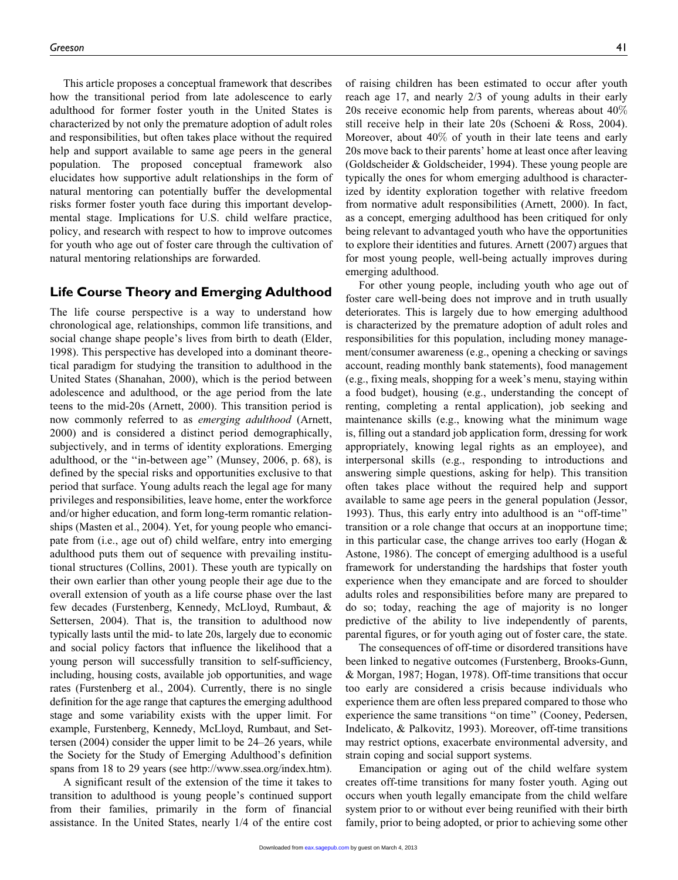This article proposes a conceptual framework that describes how the transitional period from late adolescence to early adulthood for former foster youth in the United States is characterized by not only the premature adoption of adult roles and responsibilities, but often takes place without the required help and support available to same age peers in the general population. The proposed conceptual framework also elucidates how supportive adult relationships in the form of natural mentoring can potentially buffer the developmental risks former foster youth face during this important developmental stage. Implications for U.S. child welfare practice, policy, and research with respect to how to improve outcomes for youth who age out of foster care through the cultivation of natural mentoring relationships are forwarded.

## Life Course Theory and Emerging Adulthood

The life course perspective is a way to understand how chronological age, relationships, common life transitions, and social change shape people's lives from birth to death (Elder, 1998). This perspective has developed into a dominant theoretical paradigm for studying the transition to adulthood in the United States (Shanahan, 2000), which is the period between adolescence and adulthood, or the age period from the late teens to the mid-20s (Arnett, 2000). This transition period is now commonly referred to as *emerging adulthood* (Arnett, 2000) and is considered a distinct period demographically, subjectively, and in terms of identity explorations. Emerging adulthood, or the ''in-between age'' (Munsey, 2006, p. 68), is defined by the special risks and opportunities exclusive to that period that surface. Young adults reach the legal age for many privileges and responsibilities, leave home, enter the workforce and/or higher education, and form long-term romantic relationships (Masten et al., 2004). Yet, for young people who emancipate from (i.e., age out of) child welfare, entry into emerging adulthood puts them out of sequence with prevailing institutional structures (Collins, 2001). These youth are typically on their own earlier than other young people their age due to the overall extension of youth as a life course phase over the last few decades (Furstenberg, Kennedy, McLloyd, Rumbaut, & Settersen, 2004). That is, the transition to adulthood now typically lasts until the mid- to late 20s, largely due to economic and social policy factors that influence the likelihood that a young person will successfully transition to self-sufficiency, including, housing costs, available job opportunities, and wage rates (Furstenberg et al., 2004). Currently, there is no single definition for the age range that captures the emerging adulthood stage and some variability exists with the upper limit. For example, Furstenberg, Kennedy, McLloyd, Rumbaut, and Settersen (2004) consider the upper limit to be 24–26 years, while the Society for the Study of Emerging Adulthood's definition spans from 18 to 29 years (see http://www.ssea.org/index.htm).

A significant result of the extension of the time it takes to transition to adulthood is young people's continued support from their families, primarily in the form of financial assistance. In the United States, nearly 1/4 of the entire cost of raising children has been estimated to occur after youth reach age 17, and nearly 2/3 of young adults in their early 20s receive economic help from parents, whereas about 40% still receive help in their late 20s (Schoeni & Ross, 2004). Moreover, about 40% of youth in their late teens and early 20s move back to their parents' home at least once after leaving (Goldscheider & Goldscheider, 1994). These young people are typically the ones for whom emerging adulthood is characterized by identity exploration together with relative freedom from normative adult responsibilities (Arnett, 2000). In fact, as a concept, emerging adulthood has been critiqued for only being relevant to advantaged youth who have the opportunities to explore their identities and futures. Arnett (2007) argues that for most young people, well-being actually improves during emerging adulthood.

For other young people, including youth who age out of foster care well-being does not improve and in truth usually deteriorates. This is largely due to how emerging adulthood is characterized by the premature adoption of adult roles and responsibilities for this population, including money management/consumer awareness (e.g., opening a checking or savings account, reading monthly bank statements), food management (e.g., fixing meals, shopping for a week's menu, staying within a food budget), housing (e.g., understanding the concept of renting, completing a rental application), job seeking and maintenance skills (e.g., knowing what the minimum wage is, filling out a standard job application form, dressing for work appropriately, knowing legal rights as an employee), and interpersonal skills (e.g., responding to introductions and answering simple questions, asking for help). This transition often takes place without the required help and support available to same age peers in the general population (Jessor, 1993). Thus, this early entry into adulthood is an ''off-time'' transition or a role change that occurs at an inopportune time; in this particular case, the change arrives too early (Hogan & Astone, 1986). The concept of emerging adulthood is a useful framework for understanding the hardships that foster youth experience when they emancipate and are forced to shoulder adults roles and responsibilities before many are prepared to do so; today, reaching the age of majority is no longer predictive of the ability to live independently of parents, parental figures, or for youth aging out of foster care, the state.

The consequences of off-time or disordered transitions have been linked to negative outcomes (Furstenberg, Brooks-Gunn, & Morgan, 1987; Hogan, 1978). Off-time transitions that occur too early are considered a crisis because individuals who experience them are often less prepared compared to those who experience the same transitions ''on time'' (Cooney, Pedersen, Indelicato, & Palkovitz, 1993). Moreover, off-time transitions may restrict options, exacerbate environmental adversity, and strain coping and social support systems.

Emancipation or aging out of the child welfare system creates off-time transitions for many foster youth. Aging out occurs when youth legally emancipate from the child welfare system prior to or without ever being reunified with their birth family, prior to being adopted, or prior to achieving some other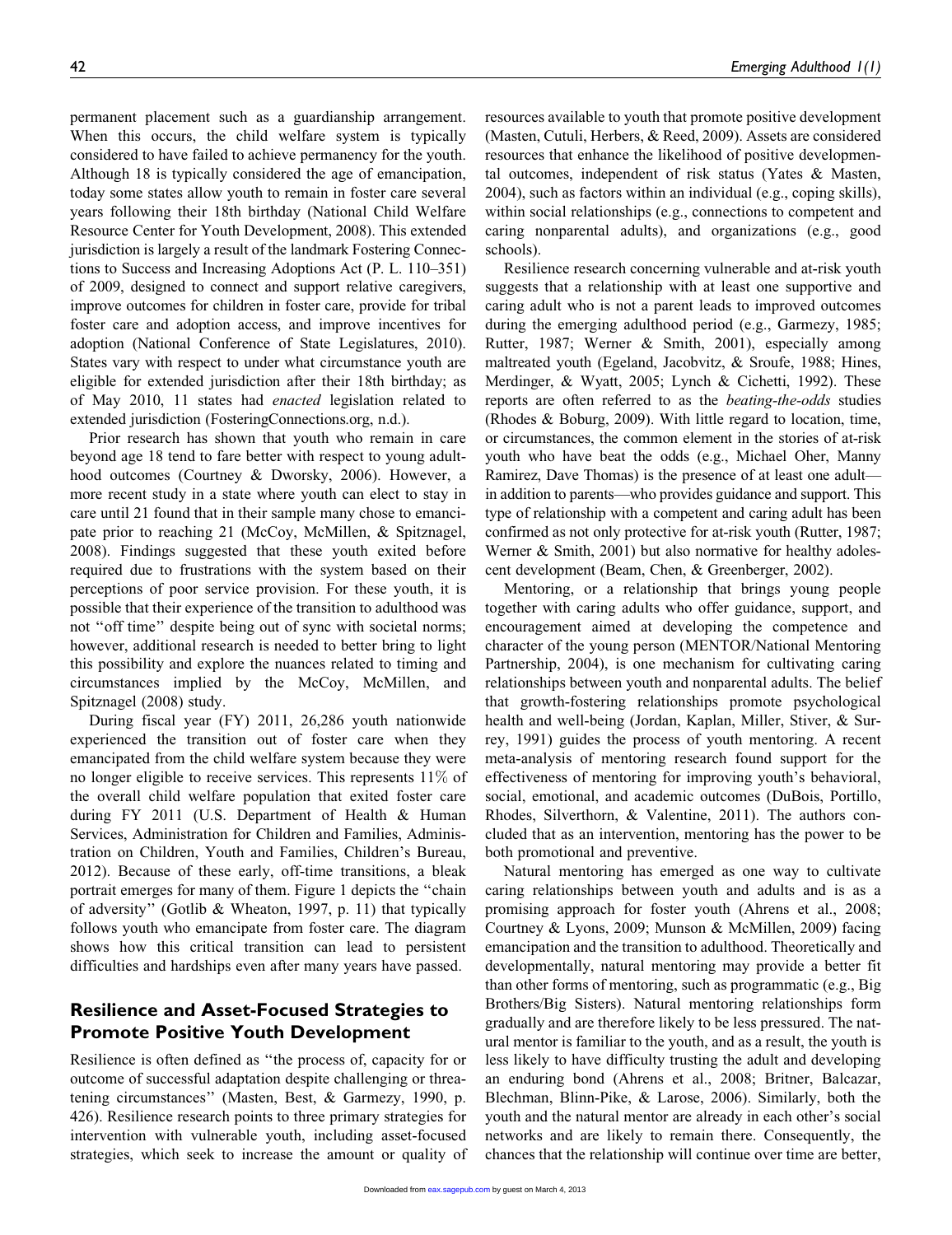permanent placement such as a guardianship arrangement. When this occurs, the child welfare system is typically considered to have failed to achieve permanency for the youth. Although 18 is typically considered the age of emancipation, today some states allow youth to remain in foster care several years following their 18th birthday (National Child Welfare Resource Center for Youth Development, 2008). This extended jurisdiction is largely a result of the landmark Fostering Connections to Success and Increasing Adoptions Act (P. L. 110–351) of 2009, designed to connect and support relative caregivers, improve outcomes for children in foster care, provide for tribal foster care and adoption access, and improve incentives for adoption (National Conference of State Legislatures, 2010). States vary with respect to under what circumstance youth are eligible for extended jurisdiction after their 18th birthday; as of May 2010, 11 states had *enacted* legislation related to extended jurisdiction (FosteringConnections.org, n.d.).

Prior research has shown that youth who remain in care beyond age 18 tend to fare better with respect to young adulthood outcomes (Courtney & Dworsky, 2006). However, a more recent study in a state where youth can elect to stay in care until 21 found that in their sample many chose to emancipate prior to reaching 21 (McCoy, McMillen, & Spitznagel, 2008). Findings suggested that these youth exited before required due to frustrations with the system based on their perceptions of poor service provision. For these youth, it is possible that their experience of the transition to adulthood was not ''off time'' despite being out of sync with societal norms; however, additional research is needed to better bring to light this possibility and explore the nuances related to timing and circumstances implied by the McCoy, McMillen, and Spitznagel (2008) study.

During fiscal year (FY) 2011, 26,286 youth nationwide experienced the transition out of foster care when they emancipated from the child welfare system because they were no longer eligible to receive services. This represents 11% of the overall child welfare population that exited foster care during FY 2011 (U.S. Department of Health & Human Services, Administration for Children and Families, Administration on Children, Youth and Families, Children's Bureau, 2012). Because of these early, off-time transitions, a bleak portrait emerges for many of them. Figure 1 depicts the ''chain of adversity'' (Gotlib & Wheaton, 1997, p. 11) that typically follows youth who emancipate from foster care. The diagram shows how this critical transition can lead to persistent difficulties and hardships even after many years have passed.

## Resilience and Asset-Focused Strategies to Promote Positive Youth Development

Resilience is often defined as ''the process of, capacity for or outcome of successful adaptation despite challenging or threatening circumstances'' (Masten, Best, & Garmezy, 1990, p. 426). Resilience research points to three primary strategies for intervention with vulnerable youth, including asset-focused strategies, which seek to increase the amount or quality of resources available to youth that promote positive development (Masten, Cutuli, Herbers, & Reed, 2009). Assets are considered resources that enhance the likelihood of positive developmental outcomes, independent of risk status (Yates & Masten, 2004), such as factors within an individual (e.g., coping skills), within social relationships (e.g., connections to competent and caring nonparental adults), and organizations (e.g., good schools).

Resilience research concerning vulnerable and at-risk youth suggests that a relationship with at least one supportive and caring adult who is not a parent leads to improved outcomes during the emerging adulthood period (e.g., Garmezy, 1985; Rutter, 1987; Werner & Smith, 2001), especially among maltreated youth (Egeland, Jacobvitz, & Sroufe, 1988; Hines, Merdinger, & Wyatt, 2005; Lynch & Cichetti, 1992). These reports are often referred to as the *beating-the-odds* studies (Rhodes & Boburg, 2009). With little regard to location, time, or circumstances, the common element in the stories of at-risk youth who have beat the odds (e.g., Michael Oher, Manny Ramirez, Dave Thomas) is the presence of at least one adult—in addition to parents—who provides guidance and support. This type of relationship with a competent and caring adult has been confirmed as not only protective for at-risk youth (Rutter, 1987; Werner & Smith, 2001) but also normative for healthy adolescent development (Beam, Chen, & Greenberger, 2002).

Mentoring, or a relationship that brings young people together with caring adults who offer guidance, support, and encouragement aimed at developing the competence and character of the young person (MENTOR/National Mentoring Partnership, 2004), is one mechanism for cultivating caring relationships between youth and nonparental adults. The belief that growth-fostering relationships promote psychological health and well-being (Jordan, Kaplan, Miller, Stiver, & Surrey, 1991) guides the process of youth mentoring. A recent meta-analysis of mentoring research found support for the effectiveness of mentoring for improving youth's behavioral, social, emotional, and academic outcomes (DuBois, Portillo, Rhodes, Silverthorn, & Valentine, 2011). The authors concluded that as an intervention, mentoring has the power to be both promotional and preventive.

Natural mentoring has emerged as one way to cultivate caring relationships between youth and adults and is as a promising approach for foster youth (Ahrens et al., 2008; Courtney & Lyons, 2009; Munson & McMillen, 2009) facing emancipation and the transition to adulthood. Theoretically and developmentally, natural mentoring may provide a better fit than other forms of mentoring, such as programmatic (e.g., Big Brothers/Big Sisters). Natural mentoring relationships form gradually and are therefore likely to be less pressured. The natural mentor is familiar to the youth, and as a result, the youth is less likely to have difficulty trusting the adult and developing an enduring bond (Ahrens et al., 2008; Britner, Balcazar, Blechman, Blinn-Pike, & Larose, 2006). Similarly, both the youth and the natural mentor are already in each other's social networks and are likely to remain there. Consequently, the chances that the relationship will continue over time are better,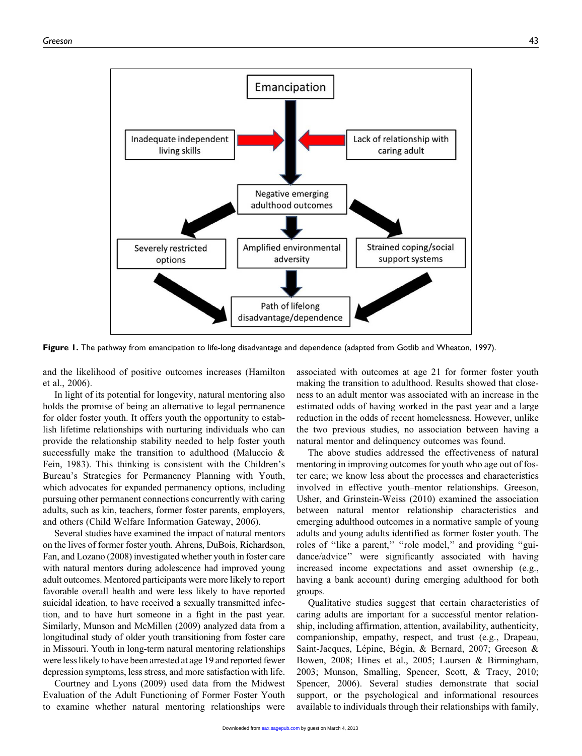Figure 1. The pathway from emancipation to life-long disadvantage and dependence (adapted from Gotlib and Wheaton, 1997).

and the likelihood of positive outcomes increases (Hamilton et al., 2006).

In light of its potential for longevity, natural mentoring also holds the promise of being an alternative to legal permanence for older foster youth. It offers youth the opportunity to establish lifetime relationships with nurturing individuals who can provide the relationship stability needed to help foster youth successfully make the transition to adulthood (Maluccio & Fein, 1983). This thinking is consistent with the Children's Bureau's Strategies for Permanency Planning with Youth, which advocates for expanded permanency options, including pursuing other permanent connections concurrently with caring adults, such as kin, teachers, former foster parents, employers, and others (Child Welfare Information Gateway, 2006).

Several studies have examined the impact of natural mentors on the lives of former foster youth. Ahrens, DuBois, Richardson, Fan, and Lozano (2008) investigated whether youth in foster care with natural mentors during adolescence had improved young adult outcomes. Mentored participants were more likely to report favorable overall health and were less likely to have reported suicidal ideation, to have received a sexually transmitted infection, and to have hurt someone in a fight in the past year. Similarly, Munson and McMillen (2009) analyzed data from a longitudinal study of older youth transitioning from foster care in Missouri. Youth in long-term natural mentoring relationships were less likely to have been arrested at age 19 and reported fewer depression symptoms, less stress, and more satisfaction with life.

Courtney and Lyons (2009) used data from the Midwest Evaluation of the Adult Functioning of Former Foster Youth to examine whether natural mentoring relationships were associated with outcomes at age 21 for former foster youth making the transition to adulthood. Results showed that closeness to an adult mentor was associated with an increase in the estimated odds of having worked in the past year and a large reduction in the odds of recent homelessness. However, unlike the two previous studies, no association between having a natural mentor and delinquency outcomes was found.

The above studies addressed the effectiveness of natural mentoring in improving outcomes for youth who age out of foster care; we know less about the processes and characteristics involved in effective youth–mentor relationships. Greeson, Usher, and Grinstein-Weiss (2010) examined the association between natural mentor relationship characteristics and emerging adulthood outcomes in a normative sample of young adults and young adults identified as former foster youth. The roles of "like a parent," "role model," and providing "guidance/advice" were significantly associated with having increased income expectations and asset ownership (e.g., having a bank account) during emerging adulthood for both groups.

Qualitative studies suggest that certain characteristics of caring adults are important for a successful mentor relationship, including affirmation, attention, availability, authenticity, companionship, empathy, respect, and trust (e.g., Drapeau, Saint-Jacques, Lépine, Bégin, & Bernard, 2007; Greeson & Bowen, 2008; Hines et al., 2005; Laursen & Birmingham, 2003; Munson, Smalling, Spencer, Scott, & Tracy, 2010; Spencer, 2006). Several studies demonstrate that social support, or the psychological and informational resources available to individuals through their relationships with family,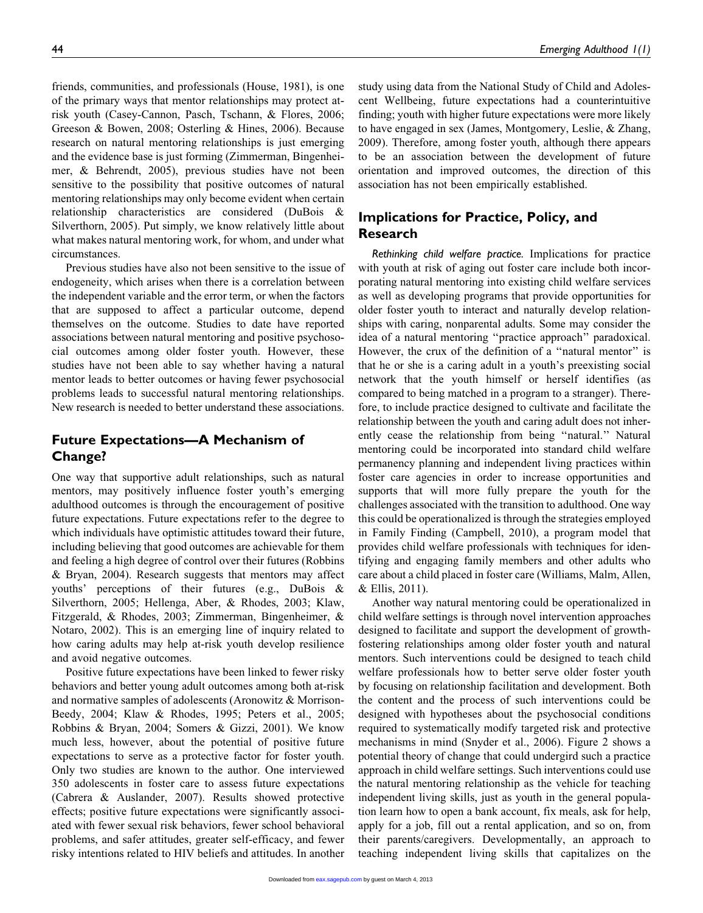friends, communities, and professionals (House, 1981), is one of the primary ways that mentor relationships may protect at-risk youth (Casey-Cannon, Pasch, Tschann, & Flores, 2006; Greeson & Bowen, 2008; Osterling & Hines, 2006). Because research on natural mentoring relationships is just emerging and the evidence base is just forming (Zimmerman, Bingenheimer, & Behrendt, 2005), previous studies have not been sensitive to the possibility that positive outcomes of natural mentoring relationships may only become evident when certain relationship characteristics are considered (DuBois & Silverthorn, 2005). Put simply, we know relatively little about what makes natural mentoring work, for whom, and under what circumstances.

Previous studies have also not been sensitive to the issue of endogeneity, which arises when there is a correlation between the independent variable and the error term, or when the factors that are supposed to affect a particular outcome, depend themselves on the outcome. Studies to date have reported associations between natural mentoring and positive psychosocial outcomes among older foster youth. However, these studies have not been able to say whether having a natural mentor leads to better outcomes or having fewer psychosocial problems leads to successful natural mentoring relationships. New research is needed to better understand these associations.

## Future Expectations—A Mechanism of Change?

One way that supportive adult relationships, such as natural mentors, may positively influence foster youth's emerging adulthood outcomes is through the encouragement of positive future expectations. Future expectations refer to the degree to which individuals have optimistic attitudes toward their future, including believing that good outcomes are achievable for them and feeling a high degree of control over their futures (Robbins & Bryan, 2004). Research suggests that mentors may affect youths' perceptions of their futures (e.g., DuBois & Silverthorn, 2005; Hellenga, Aber, & Rhodes, 2003; Klaw, Fitzgerald, & Rhodes, 2003; Zimmerman, Bingenheimer, & Notaro, 2002). This is an emerging line of inquiry related to how caring adults may help at-risk youth develop resilience and avoid negative outcomes.

Positive future expectations have been linked to fewer risky behaviors and better young adult outcomes among both at-risk and normative samples of adolescents (Aronowitz & Morrison-Beedy, 2004; Klaw & Rhodes, 1995; Peters et al., 2005; Robbins & Bryan, 2004; Somers & Gizzi, 2001). We know much less, however, about the potential of positive future expectations to serve as a protective factor for foster youth. Only two studies are known to the author. One interviewed 350 adolescents in foster care to assess future expectations (Cabrera & Auslander, 2007). Results showed protective effects; positive future expectations were significantly associated with fewer sexual risk behaviors, fewer school behavioral problems, and safer attitudes, greater self-efficacy, and fewer risky intentions related to HIV beliefs and attitudes. In another study using data from the National Study of Child and Adolescent Wellbeing, future expectations had a counterintuitive finding; youth with higher future expectations were more likely to have engaged in sex (James, Montgomery, Leslie, & Zhang, 2009). Therefore, among foster youth, although there appears to be an association between the development of future orientation and improved outcomes, the direction of this association has not been empirically established.

## Implications for Practice, Policy, and Research

*Rethinking child welfare practice.* Implications for practice with youth at risk of aging out foster care include both incorporating natural mentoring into existing child welfare services as well as developing programs that provide opportunities for older foster youth to interact and naturally develop relationships with caring, nonparental adults. Some may consider the idea of a natural mentoring "practice approach" paradoxical. However, the crux of the definition of a "natural mentor" is that he or she is a caring adult in a youth's preexisting social network that the youth himself or herself identifies (as compared to being matched in a program to a stranger). Therefore, to include practice designed to cultivate and facilitate the relationship between the youth and caring adult does not inherently cease the relationship from being "natural." Natural mentoring could be incorporated into standard child welfare permanency planning and independent living practices within foster care agencies in order to increase opportunities and supports that will more fully prepare the youth for the challenges associated with the transition to adulthood. One way this could be operationalized is through the strategies employed in Family Finding (Campbell, 2010), a program model that provides child welfare professionals with techniques for identifying and engaging family members and other adults who care about a child placed in foster care (Williams, Malm, Allen, & Ellis, 2011).

Another way natural mentoring could be operationalized in child welfare settings is through novel intervention approaches designed to facilitate and support the development of growth-fostering relationships among older foster youth and natural mentors. Such interventions could be designed to teach child welfare professionals how to better serve older foster youth by focusing on relationship facilitation and development. Both the content and the process of such interventions could be designed with hypotheses about the psychosocial conditions required to systematically modify targeted risk and protective mechanisms in mind (Snyder et al., 2006). Figure 2 shows a potential theory of change that could undergird such a practice approach in child welfare settings. Such interventions could use the natural mentoring relationship as the vehicle for teaching independent living skills, just as youth in the general population learn how to open a bank account, fix meals, ask for help, apply for a job, fill out a rental application, and so on, from their parents/caregivers. Developmentally, an approach to teaching independent living skills that capitalizes on the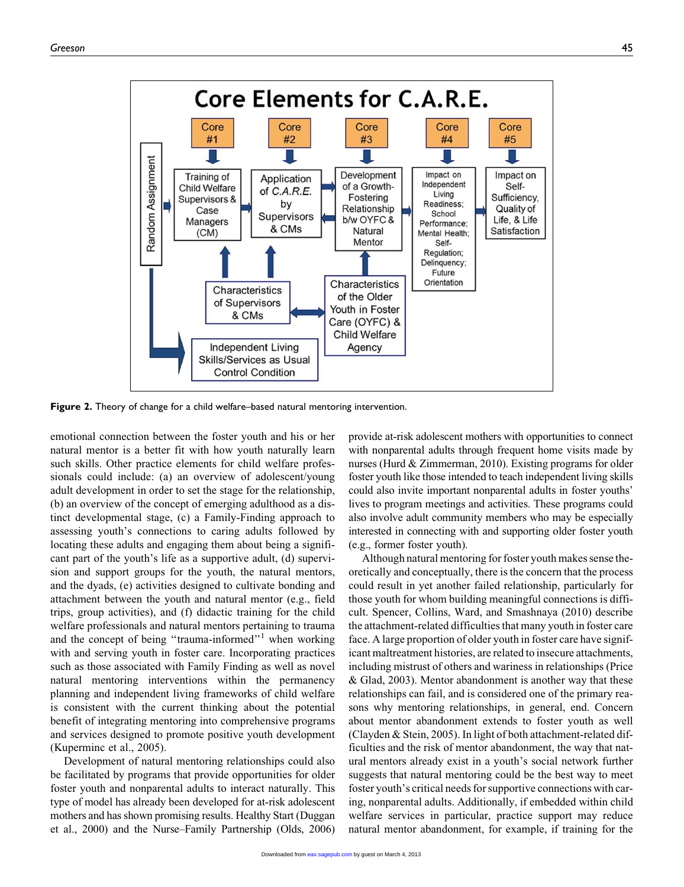**Figure 2.** Theory of change for a child welfare–based natural mentoring intervention.

emotional connection between the foster youth and his or her natural mentor is a better fit with how youth naturally learn such skills. Other practice elements for child welfare professionals could include: (a) an overview of adolescent/young adult development in order to set the stage for the relationship, (b) an overview of the concept of emerging adulthood as a distinct developmental stage, (c) a Family-Finding approach to assessing youth's connections to caring adults followed by locating these adults and engaging them about being a significant part of the youth's life as a supportive adult, (d) supervision and support groups for the youth, the natural mentors, and the dyads, (e) activities designed to cultivate bonding and attachment between the youth and natural mentor (e.g., field trips, group activities), and (f) didactic training for the child welfare professionals and natural mentors pertaining to trauma and the concept of being "trauma-informed"[1] when working with and serving youth in foster care. Incorporating practices such as those associated with Family Finding as well as novel natural mentoring interventions within the permanency planning and independent living frameworks of child welfare is consistent with the current thinking about the potential benefit of integrating mentoring into comprehensive programs and services designed to promote positive youth development (Kuperminc et al., 2005).

Development of natural mentoring relationships could also be facilitated by programs that provide opportunities for older foster youth and nonparental adults to interact naturally. This type of model has already been developed for at-risk adolescent mothers and has shown promising results. Healthy Start (Duggan et al., 2000) and the Nurse–Family Partnership (Olds, 2006) provide at-risk adolescent mothers with opportunities to connect with nonparental adults through frequent home visits made by nurses (Hurd & Zimmerman, 2010). Existing programs for older foster youth like those intended to teach independent living skills could also invite important nonparental adults in foster youths' lives to program meetings and activities. These programs could also involve adult community members who may be especially interested in connecting with and supporting older foster youth (e.g., former foster youth).

Although natural mentoring for foster youth makes sense theoretically and conceptually, there is the concern that the process could result in yet another failed relationship, particularly for those youth for whom building meaningful connections is difficult. Spencer, Collins, Ward, and Smashnaya (2010) describe the attachment-related difficulties that many youth in foster care face. A large proportion of older youth in foster care have significant maltreatment histories, are related to insecure attachments, including mistrust of others and wariness in relationships (Price & Glad, 2003). Mentor abandonment is another way that these relationships can fail, and is considered one of the primary reasons why mentoring relationships, in general, end. Concern about mentor abandonment extends to foster youth as well (Clayden & Stein, 2005). In light of both attachment-related difficulties and the risk of mentor abandonment, the way that natural mentors already exist in a youth's social network further suggests that natural mentoring could be the best way to meet foster youth's critical needs for supportive connections with caring, nonparental adults. Additionally, if embedded within child welfare services in particular, practice support may reduce natural mentor abandonment, for example, if training for the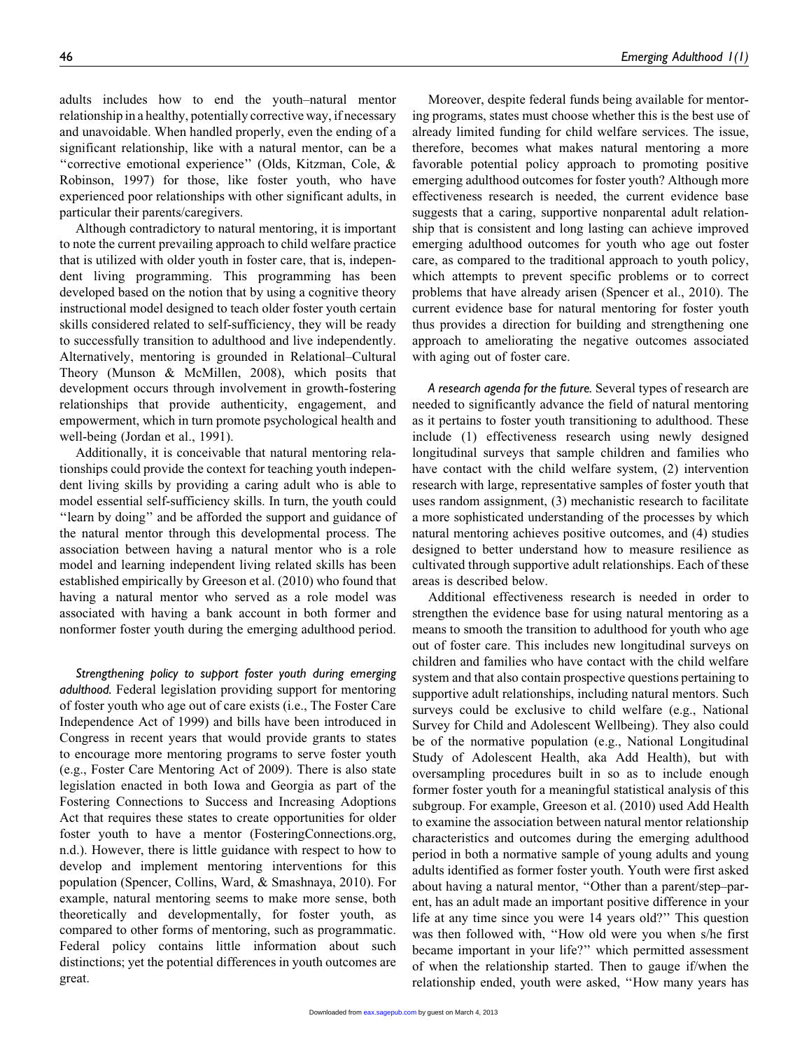adults includes how to end the youth–natural mentor relationship in a healthy, potentially corrective way, if necessary and unavoidable. When handled properly, even the ending of a significant relationship, like with a natural mentor, can be a ''corrective emotional experience'' (Olds, Kitzman, Cole, & Robinson, 1997) for those, like foster youth, who have experienced poor relationships with other significant adults, in particular their parents/caregivers.

Although contradictory to natural mentoring, it is important to note the current prevailing approach to child welfare practice that is utilized with older youth in foster care, that is, independent living programming. This programming has been developed based on the notion that by using a cognitive theory instructional model designed to teach older foster youth certain skills considered related to self-sufficiency, they will be ready to successfully transition to adulthood and live independently. Alternatively, mentoring is grounded in Relational–Cultural Theory (Munson & McMillen, 2008), which posits that development occurs through involvement in growth-fostering relationships that provide authenticity, engagement, and empowerment, which in turn promote psychological health and well-being (Jordan et al., 1991).

Additionally, it is conceivable that natural mentoring relationships could provide the context for teaching youth independent living skills by providing a caring adult who is able to model essential self-sufficiency skills. In turn, the youth could ''learn by doing'' and be afforded the support and guidance of the natural mentor through this developmental process. The association between having a natural mentor who is a role model and learning independent living related skills has been established empirically by Greeson et al. (2010) who found that having a natural mentor who served as a role model was associated with having a bank account in both former and nonformer foster youth during the emerging adulthood period.

*Strengthening policy to support foster youth during emerging adulthood.* Federal legislation providing support for mentoring of foster youth who age out of care exists (i.e., The Foster Care Independence Act of 1999) and bills have been introduced in Congress in recent years that would provide grants to states to encourage more mentoring programs to serve foster youth (e.g., Foster Care Mentoring Act of 2009). There is also state legislation enacted in both Iowa and Georgia as part of the Fostering Connections to Success and Increasing Adoptions Act that requires these states to create opportunities for older foster youth to have a mentor (FosteringConnections.org, n.d.). However, there is little guidance with respect to how to develop and implement mentoring interventions for this population (Spencer, Collins, Ward, & Smashnaya, 2010). For example, natural mentoring seems to make more sense, both theoretically and developmentally, for foster youth, as compared to other forms of mentoring, such as programmatic. Federal policy contains little information about such distinctions; yet the potential differences in youth outcomes are great.

Moreover, despite federal funds being available for mentoring programs, states must choose whether this is the best use of already limited funding for child welfare services. The issue, therefore, becomes what makes natural mentoring a more favorable potential policy approach to promoting positive emerging adulthood outcomes for foster youth? Although more effectiveness research is needed, the current evidence base suggests that a caring, supportive nonparental adult relationship that is consistent and long lasting can achieve improved emerging adulthood outcomes for youth who age out foster care, as compared to the traditional approach to youth policy, which attempts to prevent specific problems or to correct problems that have already arisen (Spencer et al., 2010). The current evidence base for natural mentoring for foster youth thus provides a direction for building and strengthening one approach to ameliorating the negative outcomes associated with aging out of foster care.

*A research agenda for the future.* Several types of research are needed to significantly advance the field of natural mentoring as it pertains to foster youth transitioning to adulthood. These include (1) effectiveness research using newly designed longitudinal surveys that sample children and families who have contact with the child welfare system, (2) intervention research with large, representative samples of foster youth that uses random assignment, (3) mechanistic research to facilitate a more sophisticated understanding of the processes by which natural mentoring achieves positive outcomes, and (4) studies designed to better understand how to measure resilience as cultivated through supportive adult relationships. Each of these areas is described below.

Additional effectiveness research is needed in order to strengthen the evidence base for using natural mentoring as a means to smooth the transition to adulthood for youth who age out of foster care. This includes new longitudinal surveys on children and families who have contact with the child welfare system and that also contain prospective questions pertaining to supportive adult relationships, including natural mentors. Such surveys could be exclusive to child welfare (e.g., National Survey for Child and Adolescent Wellbeing). They also could be of the normative population (e.g., National Longitudinal Study of Adolescent Health, aka Add Health), but with oversampling procedures built in so as to include enough former foster youth for a meaningful statistical analysis of this subgroup. For example, Greeson et al. (2010) used Add Health to examine the association between natural mentor relationship characteristics and outcomes during the emerging adulthood period in both a normative sample of young adults and young adults identified as former foster youth. Youth were first asked about having a natural mentor, ''Other than a parent/step–parent, has an adult made an important positive difference in your life at any time since you were 14 years old?'' This question was then followed with, ''How old were you when s/he first became important in your life?'' which permitted assessment of when the relationship started. Then to gauge if/when the relationship ended, youth were asked, ''How many years has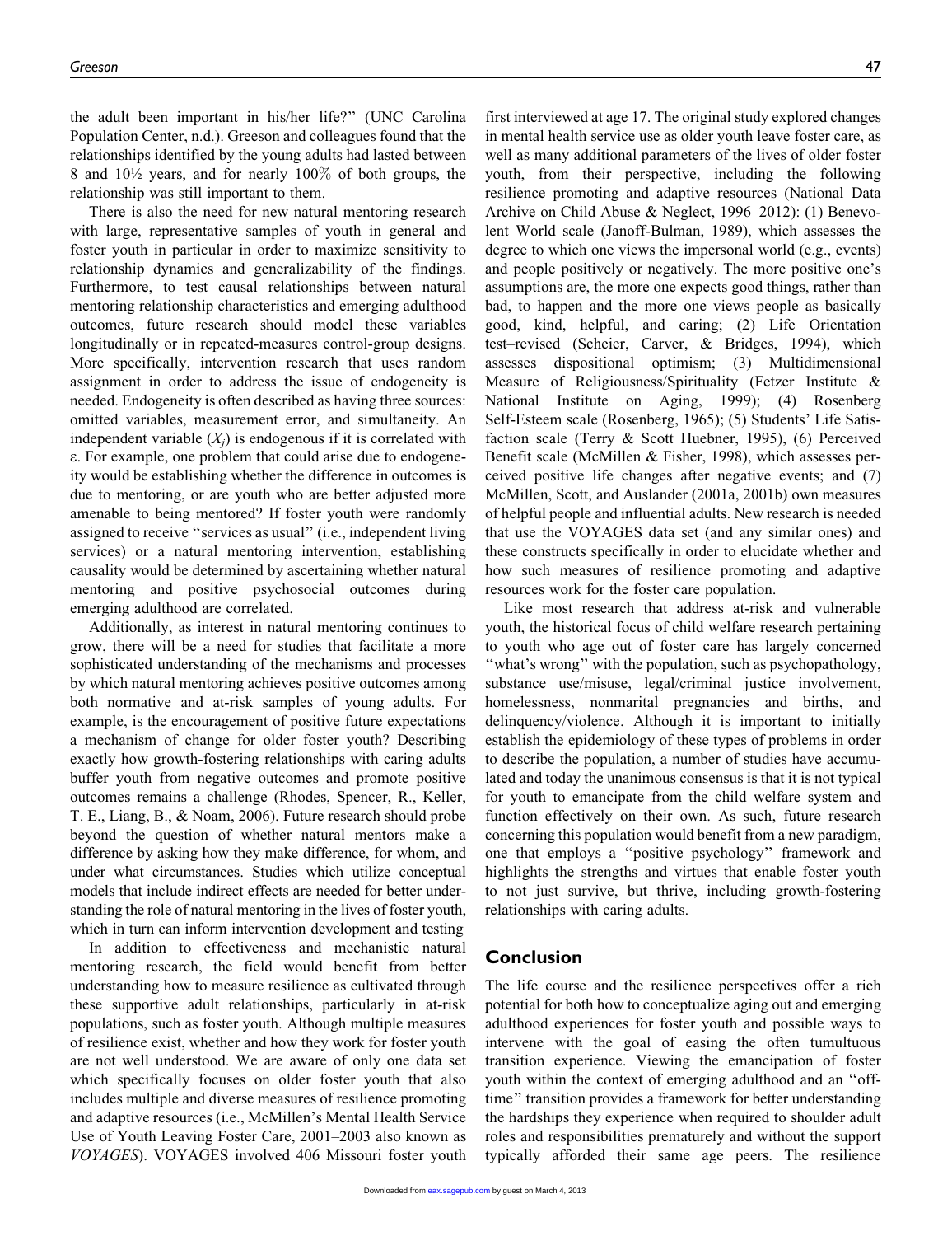the adult been important in his/her life?'' (UNC Carolina Population Center, n.d.). Greeson and colleagues found that the relationships identified by the young adults had lasted between 8 and 10½ years, and for nearly 100% of both groups, the relationship was still important to them.

There is also the need for new natural mentoring research with large, representative samples of youth in general and foster youth in particular in order to maximize sensitivity to relationship dynamics and generalizability of the findings. Furthermore, to test causal relationships between natural mentoring relationship characteristics and emerging adulthood outcomes, future research should model these variables longitudinally or in repeated-measures control-group designs. More specifically, intervention research that uses random assignment in order to address the issue of endogeneity is needed. Endogeneity is often described as having three sources: omitted variables, measurement error, and simultaneity. An independent variable ($X_j$) is endogenous if it is correlated with $\varepsilon$. For example, one problem that could arise due to endogeneity would be establishing whether the difference in outcomes is due to mentoring, or are youth who are better adjusted more amenable to being mentored? If foster youth were randomly assigned to receive ''services as usual'' (i.e., independent living services) or a natural mentoring intervention, establishing causality would be determined by ascertaining whether natural mentoring and positive psychosocial outcomes during emerging adulthood are correlated.

Additionally, as interest in natural mentoring continues to grow, there will be a need for studies that facilitate a more sophisticated understanding of the mechanisms and processes by which natural mentoring achieves positive outcomes among both normative and at-risk samples of young adults. For example, is the encouragement of positive future expectations a mechanism of change for older foster youth? Describing exactly how growth-fostering relationships with caring adults buffer youth from negative outcomes and promote positive outcomes remains a challenge (Rhodes, Spencer, R., Keller, T. E., Liang, B., & Noam, 2006). Future research should probe beyond the question of whether natural mentors make a difference by asking how they make difference, for whom, and under what circumstances. Studies which utilize conceptual models that include indirect effects are needed for better understanding the role of natural mentoring in the lives of foster youth, which in turn can inform intervention development and testing

In addition to effectiveness and mechanistic natural mentoring research, the field would benefit from better understanding how to measure resilience as cultivated through these supportive adult relationships, particularly in at-risk populations, such as foster youth. Although multiple measures of resilience exist, whether and how they work for foster youth are not well understood. We are aware of only one data set which specifically focuses on older foster youth that also includes multiple and diverse measures of resilience promoting and adaptive resources (i.e., McMillen's Mental Health Service Use of Youth Leaving Foster Care, 2001–2003 also known as *VOYAGES*). VOYAGES involved 406 Missouri foster youth first interviewed at age 17. The original study explored changes in mental health service use as older youth leave foster care, as well as many additional parameters of the lives of older foster youth, from their perspective, including the following resilience promoting and adaptive resources (National Data Archive on Child Abuse & Neglect, 1996–2012): (1) Benevolent World scale (Janoff-Bulman, 1989), which assesses the degree to which one views the impersonal world (e.g., events) and people positively or negatively. The more positive one's assumptions are, the more one expects good things, rather than bad, to happen and the more one views people as basically good, kind, helpful, and caring; (2) Life Orientation test–revised (Scheier, Carver, & Bridges, 1994), which assesses dispositional optimism; (3) Multidimensional Measure of Religiousness/Spirituality (Fetzer Institute & National Institute on Aging, 1999); (4) Rosenberg Self-Esteem scale (Rosenberg, 1965); (5) Students' Life Satisfaction scale (Terry & Scott Huebner, 1995), (6) Perceived Benefit scale (McMillen & Fisher, 1998), which assesses perceived positive life changes after negative events; and (7) McMillen, Scott, and Auslander (2001a, 2001b) own measures of helpful people and influential adults. New research is needed that use the VOYAGES data set (and any similar ones) and these constructs specifically in order to elucidate whether and how such measures of resilience promoting and adaptive resources work for the foster care population.

Like most research that address at-risk and vulnerable youth, the historical focus of child welfare research pertaining to youth who age out of foster care has largely concerned ''what's wrong'' with the population, such as psychopathology, substance use/misuse, legal/criminal justice involvement, homelessness, nonmarital pregnancies and births, and delinquency/violence. Although it is important to initially establish the epidemiology of these types of problems in order to describe the population, a number of studies have accumulated and today the unanimous consensus is that it is not typical for youth to emancipate from the child welfare system and function effectively on their own. As such, future research concerning this population would benefit from a new paradigm, one that employs a ''positive psychology'' framework and highlights the strengths and virtues that enable foster youth to not just survive, but thrive, including growth-fostering relationships with caring adults.

## Conclusion

The life course and the resilience perspectives offer a rich potential for both how to conceptualize aging out and emerging adulthood experiences for foster youth and possible ways to intervene with the goal of easing the often tumultuous transition experience. Viewing the emancipation of foster youth within the context of emerging adulthood and an ''off-time'' transition provides a framework for better understanding the hardships they experience when required to shoulder adult roles and responsibilities prematurely and without the support typically afforded their same age peers. The resilience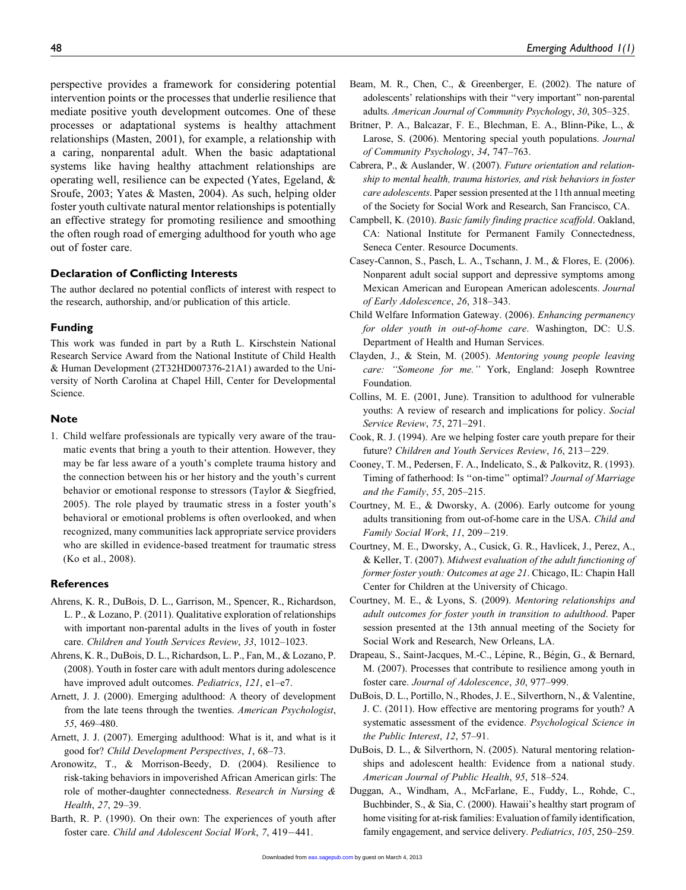perspective provides a framework for considering potential intervention points or the processes that underlie resilience that mediate positive youth development outcomes. One of these processes or adaptational systems is healthy attachment relationships (Masten, 2001), for example, a relationship with a caring, nonparental adult. When the basic adaptational systems like having healthy attachment relationships are operating well, resilience can be expected (Yates, Egeland, & Sroufe, 2003; Yates & Masten, 2004). As such, helping older foster youth cultivate natural mentor relationships is potentially an effective strategy for promoting resilience and smoothing the often rough road of emerging adulthood for youth who age out of foster care.

### Declaration of Conflicting Interests

The author declared no potential conflicts of interest with respect to the research, authorship, and/or publication of this article.

### Funding

This work was funded in part by a Ruth L. Kirschstein National Research Service Award from the National Institute of Child Health & Human Development (2T32HD007376-21A1) awarded to the University of North Carolina at Chapel Hill, Center for Developmental Science.

### Note

1. Child welfare professionals are typically very aware of the traumatic events that bring a youth to their attention. However, they may be far less aware of a youth's complete trauma history and the connection between his or her history and the youth's current behavior or emotional response to stressors (Taylor & Siegfried, 2005). The role played by traumatic stress in a foster youth's behavioral or emotional problems is often overlooked, and when recognized, many communities lack appropriate service providers who are skilled in evidence-based treatment for traumatic stress (Ko et al., 2008).

### References

Ahrens, K. R., DuBois, D. L., Garrison, M., Spencer, R., Richardson, L. P., & Lozano, P. (2011). Qualitative exploration of relationships with important non-parental adults in the lives of youth in foster care. *Children and Youth Services Review*, *33*, 1012–1023.

Ahrens, K. R., DuBois, D. L., Richardson, L. P., Fan, M., & Lozano, P. (2008). Youth in foster care with adult mentors during adolescence have improved adult outcomes. *Pediatrics*, *121*, e1–e7.

Arnett, J. J. (2000). Emerging adulthood: A theory of development from the late teens through the twenties. *American Psychologist*, *55*, 469–480.

Arnett, J. J. (2007). Emerging adulthood: What is it, and what is it good for? *Child Development Perspectives*, *1*, 68–73.

Aronowitz, T., & Morrison-Beedy, D. (2004). Resilience to risk-taking behaviors in impoverished African American girls: The role of mother-daughter connectedness. *Research in Nursing & Health*, *27*, 29–39.

Barth, R. P. (1990). On their own: The experiences of youth after foster care. *Child and Adolescent Social Work*, *7*, 419−441.

Beam, M. R., Chen, C., & Greenberger, E. (2002). The nature of adolescents' relationships with their "very important" non-parental adults. *American Journal of Community Psychology*, *30*, 305–325.

Britner, P. A., Balcazar, F. E., Blechman, E. A., Blinn-Pike, L., & Larose, S. (2006). Mentoring special youth populations. *Journal of Community Psychology*, *34*, 747–763.

Cabrera, P., & Auslander, W. (2007). *Future orientation and relationship to mental health, trauma histories, and risk behaviors in foster care adolescents*. Paper session presented at the 11th annual meeting of the Society for Social Work and Research, San Francisco, CA.

Campbell, K. (2010). *Basic family finding practice scaffold*. Oakland, CA: National Institute for Permanent Family Connectedness, Seneca Center. Resource Documents.

Casey-Cannon, S., Pasch, L. A., Tschann, J. M., & Flores, E. (2006). Nonparent adult social support and depressive symptoms among Mexican American and European American adolescents. *Journal of Early Adolescence*, *26*, 318–343.

Child Welfare Information Gateway. (2006). *Enhancing permanency for older youth in out-of-home care*. Washington, DC: U.S. Department of Health and Human Services.

Clayden, J., & Stein, M. (2005). *Mentoring young people leaving care: "Someone for me."* York, England: Joseph Rowntree Foundation.

Collins, M. E. (2001, June). Transition to adulthood for vulnerable youths: A review of research and implications for policy. *Social Service Review*, *75*, 271–291.

Cook, R. J. (1994). Are we helping foster care youth prepare for their future? *Children and Youth Services Review*, *16*, 213−229.

Cooney, T. M., Pedersen, F. A., Indelicato, S., & Palkovitz, R. (1993). Timing of fatherhood: Is "on-time" optimal? *Journal of Marriage and the Family*, *55*, 205–215.

Courtney, M. E., & Dworsky, A. (2006). Early outcome for young adults transitioning from out-of-home care in the USA. *Child and Family Social Work*, *11*, 209−219.

Courtney, M. E., Dworsky, A., Cusick, G. R., Havlicek, J., Perez, A., & Keller, T. (2007). *Midwest evaluation of the adult functioning of former foster youth: Outcomes at age 21*. Chicago, IL: Chapin Hall Center for Children at the University of Chicago.

Courtney, M. E., & Lyons, S. (2009). *Mentoring relationships and adult outcomes for foster youth in transition to adulthood*. Paper session presented at the 13th annual meeting of the Society for Social Work and Research, New Orleans, LA.

Drapeau, S., Saint-Jacques, M.-C., Lépine, R., Bégin, G., & Bernard, M. (2007). Processes that contribute to resilience among youth in foster care. *Journal of Adolescence*, *30*, 977–999.

DuBois, D. L., Portillo, N., Rhodes, J. E., Silverthorn, N., & Valentine, J. C. (2011). How effective are mentoring programs for youth? A systematic assessment of the evidence. *Psychological Science in the Public Interest*, *12*, 57–91.

DuBois, D. L., & Silverthorn, N. (2005). Natural mentoring relationships and adolescent health: Evidence from a national study. *American Journal of Public Health*, *95*, 518–524.

Duggan, A., Windham, A., McFarlane, E., Fuddy, L., Rohde, C., Buchbinder, S., & Sia, C. (2000). Hawaii's healthy start program of home visiting for at-risk families: Evaluation of family identification, family engagement, and service delivery. *Pediatrics*, *105*, 250–259.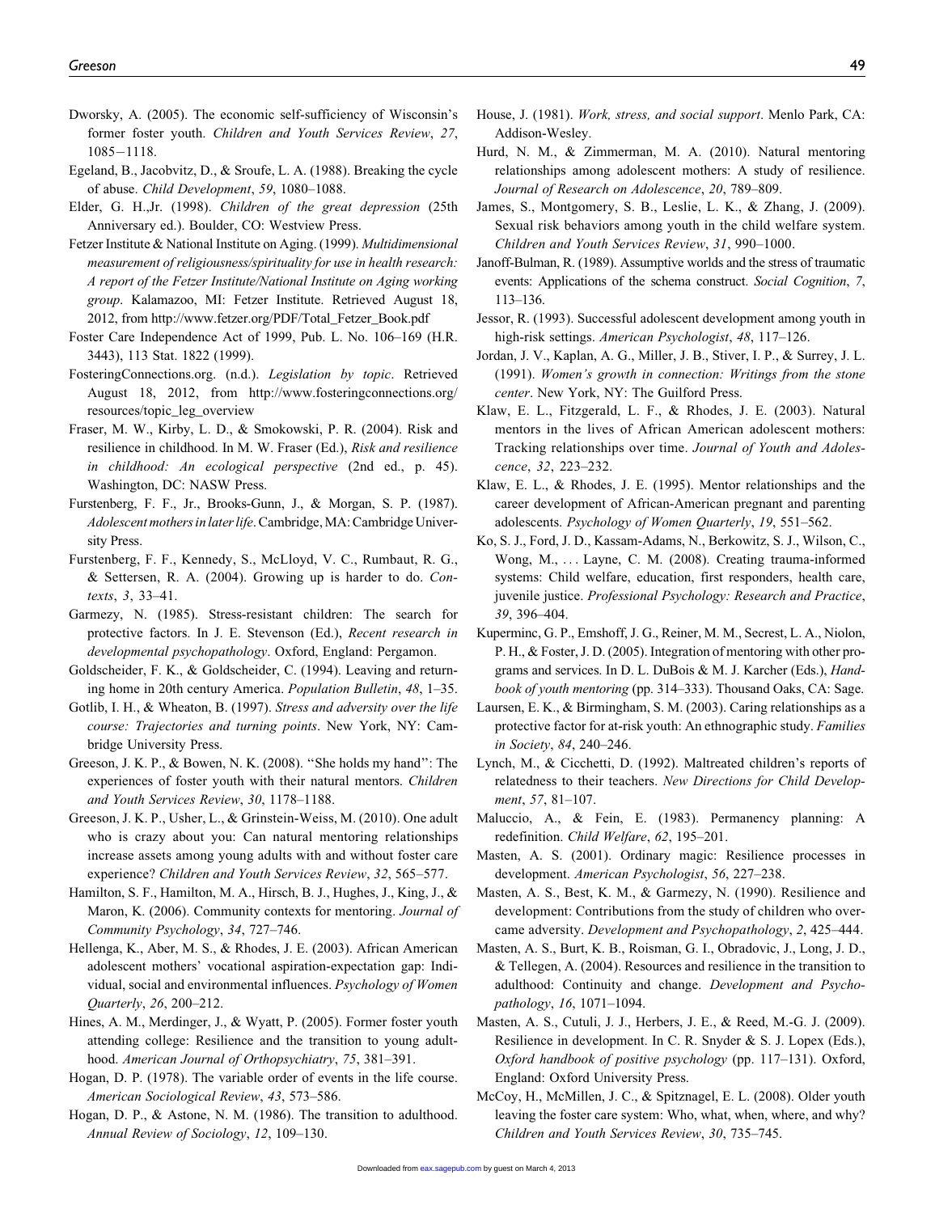Dworsky, A. (2005). The economic self-sufficiency of Wisconsin's former foster youth. *Children and Youth Services Review*, *27*, 1085−1118.

Egeland, B., Jacobvitz, D., & Sroufe, L. A. (1988). Breaking the cycle of abuse. *Child Development*, *59*, 1080–1088.

Elder, G. H.,Jr. (1998). *Children of the great depression* (25th Anniversary ed.). Boulder, CO: Westview Press.

Fetzer Institute & National Institute on Aging. (1999). *Multidimensional measurement of religiousness/spirituality for use in health research: A report of the Fetzer Institute/National Institute on Aging working group*. Kalamazoo, MI: Fetzer Institute. Retrieved August 18, 2012, from http://www.fetzer.org/PDF/Total_Fetzer_Book.pdf

Foster Care Independence Act of 1999, Pub. L. No. 106–169 (H.R. 3443), 113 Stat. 1822 (1999).

FosteringConnections.org. (n.d.). *Legislation by topic*. Retrieved August 18, 2012, from http://www.fosteringconnections.org/resources/topic_leg_overview

Fraser, M. W., Kirby, L. D., & Smokowski, P. R. (2004). Risk and resilience in childhood. In M. W. Fraser (Ed.), *Risk and resilience in childhood: An ecological perspective* (2nd ed., p. 45). Washington, DC: NASW Press.

Furstenberg, F. F., Jr., Brooks-Gunn, J., & Morgan, S. P. (1987). *Adolescent mothers in later life*. Cambridge, MA: Cambridge University Press.

Furstenberg, F. F., Kennedy, S., McClloyd, V. C., Rumbaut, R. G., & Settersen, R. A. (2004). Growing up is harder to do. *Contexts*, *3*, 33–41.

Garmezy, N. (1985). Stress-resistant children: The search for protective factors. In J. E. Stevenson (Ed.), *Recent research in developmental psychopathology*. Oxford, England: Pergamon.

Goldscheider, F. K., & Goldscheider, C. (1994). Leaving and returning home in 20th century America. *Population Bulletin*, *48*, 1–35.

Gotlib, I. H., & Wheaton, B. (1997). *Stress and adversity over the life course: Trajectories and turning points*. New York, NY: Cambridge University Press.

Greeson, J. K. P., & Bowen, N. K. (2008). ''She holds my hand'': The experiences of foster youth with their natural mentors. *Children and Youth Services Review*, *30*, 1178–1188.

Greeson, J. K. P., Usher, L., & Grinstein-Weiss, M. (2010). One adult who is crazy about you: Can natural mentoring relationships increase assets among young adults with and without foster care experience? *Children and Youth Services Review*, *32*, 565–577.

Hamilton, S. F., Hamilton, M. A., Hirsch, B. J., Hughes, J., King, J., & Maron, K. (2006). Community contexts for mentoring. *Journal of Community Psychology*, *34*, 727–746.

Hellenga, K., Aber, M. S., & Rhodes, J. E. (2003). African American adolescent mothers' vocational aspiration-expectation gap: Individual, social and environmental influences. *Psychology of Women Quarterly*, *26*, 200–212.

Hines, A. M., Merdinger, J., & Wyatt, P. (2005). Former foster youth attending college: Resilience and the transition to young adulthood. *American Journal of Orthopsychiatry*, *75*, 381–391.

Hogan, D. P. (1978). The variable order of events in the life course. *American Sociological Review*, *43*, 573–586.

Hogan, D. P., & Astone, N. M. (1986). The transition to adulthood. *Annual Review of Sociology*, *12*, 109–130.

House, J. (1981). *Work, stress, and social support*. Menlo Park, CA: Addison-Wesley.

Hurd, N. M., & Zimmerman, M. A. (2010). Natural mentoring relationships among adolescent mothers: A study of resilience. *Journal of Research on Adolescence*, *20*, 789–809.

James, S., Montgomery, S. B., Leslie, L. K., & Zhang, J. (2009). Sexual risk behaviors among youth in the child welfare system. *Children and Youth Services Review*, *31*, 990–1000.

Janoff-Bulman, R. (1989). Assumptive worlds and the stress of traumatic events: Applications of the schema construct. *Social Cognition*, *7*, 113–136.

Jessor, R. (1993). Successful adolescent development among youth in high-risk settings. *American Psychologist*, *48*, 117–126.

Jordan, J. V., Kaplan, A. G., Miller, J. B., Stiver, I. P., & Surrey, J. L. (1991). *Women's growth in connection: Writings from the stone center*. New York, NY: The Guilford Press.

Klaw, E. L., Fitzgerald, L. F., & Rhodes, J. E. (2003). Natural mentors in the lives of African American adolescent mothers: Tracking relationships over time. *Journal of Youth and Adolescence*, *32*, 223–232.

Klaw, E. L., & Rhodes, J. E. (1995). Mentor relationships and the career development of African-American pregnant and parenting adolescents. *Psychology of Women Quarterly*, *19*, 551–562.

Ko, S. J., Ford, J. D., Kassam-Adams, N., Berkowitz, S. J., Wilson, C., Wong, M., ... Layne, C. M. (2008). Creating trauma-informed systems: Child welfare, education, first responders, health care, juvenile justice. *Professional Psychology: Research and Practice*, *39*, 396–404.

Kuperminc, G. P., Emshoff, J. G., Reiner, M. M., Secrest, L. A., Niolon, P. H., & Foster, J. D. (2005). Integration of mentoring with other programs and services. In D. L. DuBois & M. J. Karcher (Eds.), *Handbook of youth mentoring* (pp. 314–333). Thousand Oaks, CA: Sage.

Laursen, E. K., & Birmingham, S. M. (2003). Caring relationships as a protective factor for at-risk youth: An ethnographic study. *Families in Society*, *84*, 240–246.

Lynch, M., & Cicchetti, D. (1992). Maltreated children's reports of relatedness to their teachers. *New Directions for Child Development*, *57*, 81–107.

Maluccio, A., & Fein, E. (1983). Permanency planning: A redefinition. *Child Welfare*, *62*, 195–201.

Masten, A. S. (2001). Ordinary magic: Resilience processes in development. *American Psychologist*, *56*, 227–238.

Masten, A. S., Best, K. M., & Garmezy, N. (1990). Resilience and development: Contributions from the study of children who overcame adversity. *Development and Psychopathology*, *2*, 425–444.

Masten, A. S., Burt, K. B., Roisman, G. I., Obradovic, J., Long, J. D., & Tellegen, A. (2004). Resources and resilience in the transition to adulthood: Continuity and change. *Development and Psychopathology*, *16*, 1071–1094.

Masten, A. S., Cutuli, J. J., Herbers, J. E., & Reed, M.-G. J. (2009). Resilience in development. In C. R. Snyder & S. J. Lopex (Eds.), *Oxford handbook of positive psychology* (pp. 117–131). Oxford, England: Oxford University Press.

McCoy, H., McMillen, J. C., & Spitznagel, E. L. (2008). Older youth leaving the foster care system: Who, what, when, where, and why? *Children and Youth Services Review*, *30*, 735–745.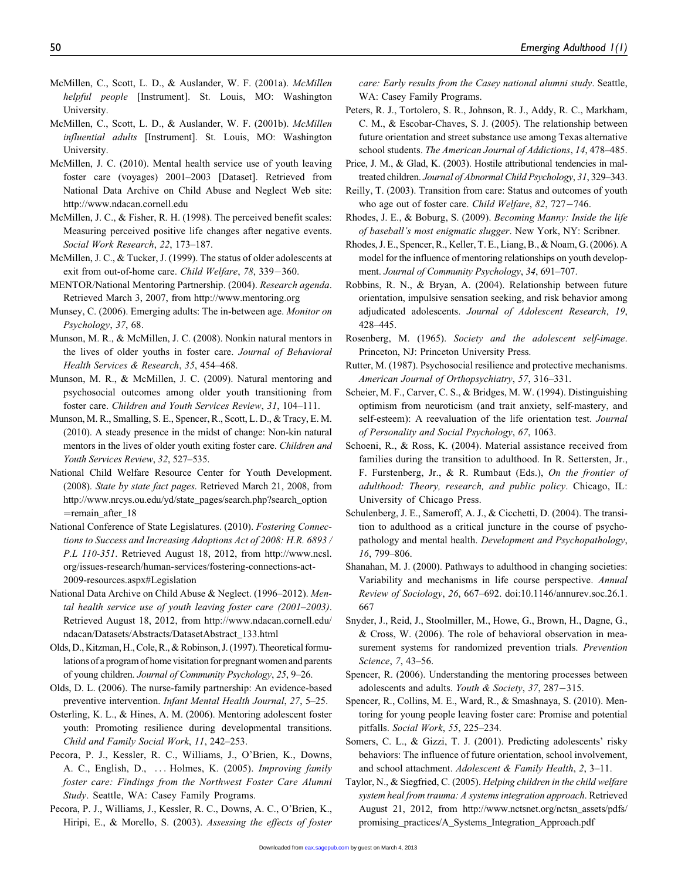McMillen, C., Scott, L. D., & Auslander, W. F. (2001a). *McMillen helpful people* [Instrument]. St. Louis, MO: Washington University.

McMillen, C., Scott, L. D., & Auslander, W. F. (2001b). *McMillen influential adults* [Instrument]. St. Louis, MO: Washington University.

McMillen, J. C. (2010). Mental health service use of youth leaving foster care (voyages) 2001–2003 [Dataset]. Retrieved from National Data Archive on Child Abuse and Neglect Web site: http://www.ndacan.cornell.edu

McMillen, J. C., & Fisher, R. H. (1998). The perceived benefit scales: Measuring perceived positive life changes after negative events. *Social Work Research*, *22*, 173–187.

McMillen, J. C., & Tucker, J. (1999). The status of older adolescents at exit from out-of-home care. *Child Welfare*, *78*, 339−360.

MENTOR/National Mentoring Partnership. (2004). *Research agenda*. Retrieved March 3, 2007, from http://www.mentoring.org

Munsey, C. (2006). Emerging adults: The in-between age. *Monitor on Psychology*, *37*, 68.

Munson, M. R., & McMillen, J. C. (2008). Nonkin natural mentors in the lives of older youths in foster care. *Journal of Behavioral Health Services & Research*, *35*, 454–468.

Munson, M. R., & McMillen, J. C. (2009). Natural mentoring and psychosocial outcomes among older youth transitioning from foster care. *Children and Youth Services Review*, *31*, 104–111.

Munson, M. R., Smalling, S. E., Spencer, R., Scott, L. D., & Tracy, E. M. (2010). A steady presence in the midst of change: Non-kin natural mentors in the lives of older youth exiting foster care. *Children and Youth Services Review*, *32*, 527–535.

National Child Welfare Resource Center for Youth Development. (2008). *State by state fact pages*. Retrieved March 21, 2008, from http://www.nrcys.ou.edu/yd/state_pages/search.php?search_option =remain_after_18

National Conference of State Legislatures. (2010). *Fostering Connections to Success and Increasing Adoptions Act of 2008: H.R. 6893 / P.L 110-351*. Retrieved August 18, 2012, from http://www.ncsl.org/issues-research/human-services/fostering-connections-act-2009-resources.aspx#Legislation

National Data Archive on Child Abuse & Neglect. (1996–2012). *Mental health service use of youth leaving foster care (2001–2003)*. Retrieved August 18, 2012, from http://www.ndacan.cornell.edu/ndacan/Datasets/Abstracts/DatasetAbstract_133.html

Olds, D., Kitzman, H., Cole, R., & Robinson, J. (1997). Theoretical formulations of a program of home visitation for pregnant women and parents of young children. *Journal of Community Psychology*, *25*, 9–26.

Olds, D. L. (2006). The nurse-family partnership: An evidence-based preventive intervention. *Infant Mental Health Journal*, *27*, 5–25.

Osterling, K. L., & Hines, A. M. (2006). Mentoring adolescent foster youth: Promoting resilience during developmental transitions. *Child and Family Social Work*, *11*, 242–253.

Pecora, P. J., Kessler, R. C., Williams, J., O'Brien, K., Downs, A. C., English, D., ... Holmes, K. (2005). *Improving family foster care: Findings from the Northwest Foster Care Alumni Study*. Seattle, WA: Casey Family Programs.

Pecora, P. J., Williams, J., Kessler, R. C., Downs, A. C., O'Brien, K., Hiripi, E., & Morello, S. (2003). *Assessing the effects of foster care: Early results from the Casey national alumni study*. Seattle, WA: Casey Family Programs.

Peters, R. J., Tortolero, S. R., Johnson, R. J., Addy, R. C., Markham, C. M., & Escobar-Chaves, S. J. (2005). The relationship between future orientation and street substance use among Texas alternative school students. *The American Journal of Addictions*, *14*, 478–485.

Price, J. M., & Glad, K. (2003). Hostile attributional tendencies in maltreated children. *Journal of Abnormal Child Psychology*, *31*, 329–343.

Reilly, T. (2003). Transition from care: Status and outcomes of youth who age out of foster care. *Child Welfare*, *82*, 727−746.

Rhodes, J. E., & Boburg, S. (2009). *Becoming Manny: Inside the life of baseball's most enigmatic slugger*. New York, NY: Scribner.

Rhodes, J. E., Spencer, R., Keller, T. E., Liang, B., & Noam, G. (2006). A model for the influence of mentoring relationships on youth development. *Journal of Community Psychology*, *34*, 691–707.

Robbins, R. N., & Bryan, A. (2004). Relationship between future orientation, impulsive sensation seeking, and risk behavior among adjudicated adolescents. *Journal of Adolescent Research*, *19*, 428–445.

Rosenberg, M. (1965). *Society and the adolescent self-image*. Princeton, NJ: Princeton University Press.

Rutter, M. (1987). Psychosocial resilience and protective mechanisms. *American Journal of Orthopsychiatry*, *57*, 316–331.

Scheier, M. F., Carver, C. S., & Bridges, M. W. (1994). Distinguishing optimism from neuroticism (and trait anxiety, self-mastery, and self-esteem): A reevaluation of the life orientation test. *Journal of Personality and Social Psychology*, *67*, 1063.

Schoeni, R., & Ross, K. (2004). Material assistance received from families during the transition to adulthood. In R. Settersten, Jr., F. Furstenberg, Jr., & R. Rumbaut (Eds.), *On the frontier of adulthood: Theory, research, and public policy*. Chicago, IL: University of Chicago Press.

Schulenberg, J. E., Sameroff, A. J., & Cicchetti, D. (2004). The transition to adulthood as a critical juncture in the course of psychopathology and mental health. *Development and Psychopathology*, *16*, 799–806.

Shanahan, M. J. (2000). Pathways to adulthood in changing societies: Variability and mechanisms in life course perspective. *Annual Review of Sociology*, *26*, 667–692. doi:10.1146/annurev.soc.26.1.667

Snyder, J., Reid, J., Stoolmiller, M., Howe, G., Brown, H., Dagne, G., & Cross, W. (2006). The role of behavioral observation in measurement systems for randomized prevention trials. *Prevention Science*, *7*, 43–56.

Spencer, R. (2006). Understanding the mentoring processes between adolescents and adults. *Youth & Society*, *37*, 287−315.

Spencer, R., Collins, M. E., Ward, R., & Smashnaya, S. (2010). Mentoring for young people leaving foster care: Promise and potential pitfalls. *Social Work*, *55*, 225–234.

Somers, C. L., & Gizzi, T. J. (2001). Predicting adolescents' risky behaviors: The influence of future orientation, school involvement, and school attachment. *Adolescent & Family Health*, *2*, 3–11.

Taylor, N., & Siegfried, C. (2005). *Helping children in the child welfare system heal from trauma: A systems integration approach*. Retrieved August 21, 2012, from http://www.nctsnet.org/nctsn_assets/pdfs/promising_practices/A_Systems_Integration_Approach.pdf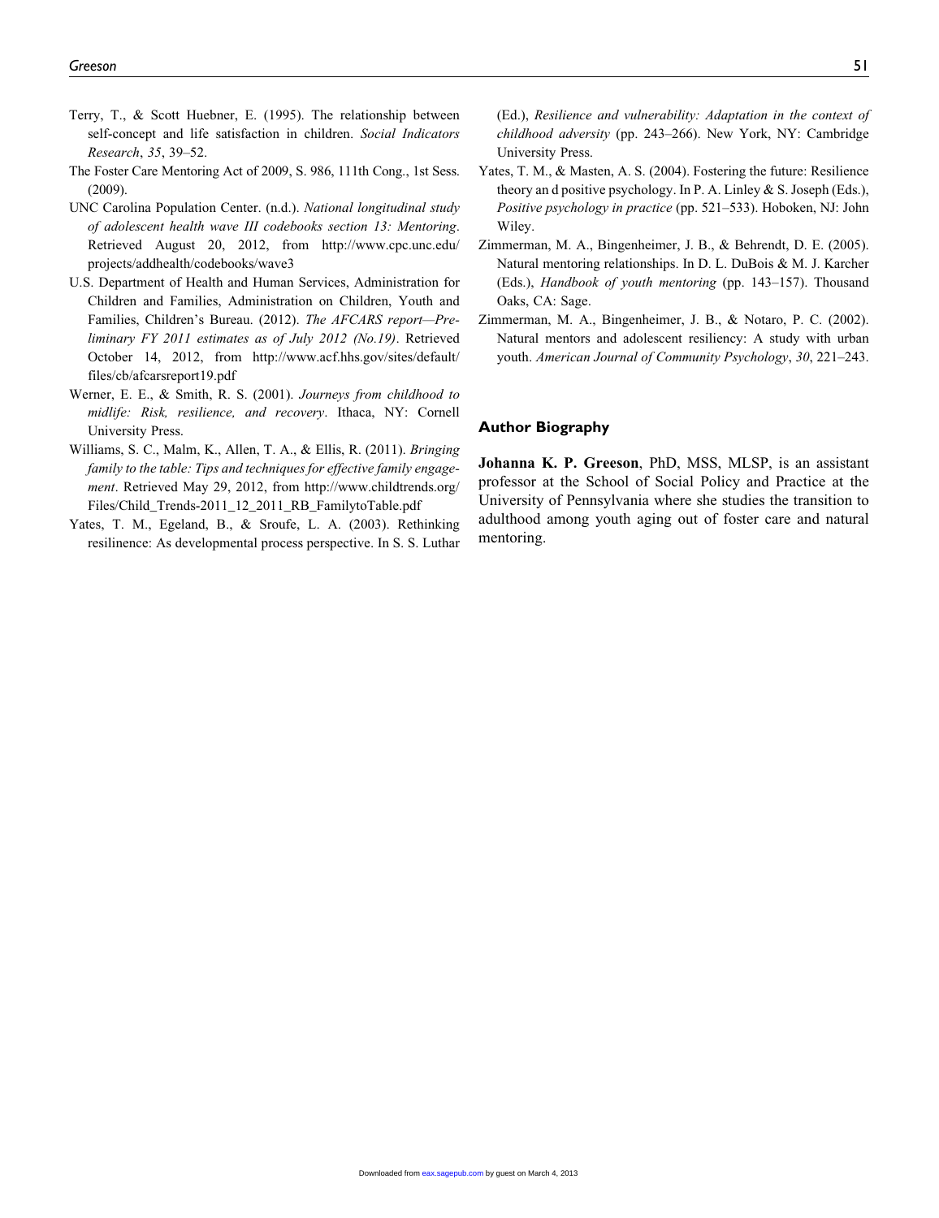Terry, T., & Scott Huebner, E. (1995). The relationship between self-concept and life satisfaction in children. *Social Indicators Research*, *35*, 39–52.

The Foster Care Mentoring Act of 2009, S. 986, 111th Cong., 1st Sess. (2009).

UNC Carolina Population Center. (n.d.). *National longitudinal study of adolescent health wave III codebooks section 13: Mentoring*. Retrieved August 20, 2012, from http://www.cpc.unc.edu/projects/addhealth/codebooks/wave3

U.S. Department of Health and Human Services, Administration for Children and Families, Administration on Children, Youth and Families, Children's Bureau. (2012). *The AFCARS report—Preliminary FY 2011 estimates as of July 2012 (No.19)*. Retrieved October 14, 2012, from http://www.acf.hhs.gov/sites/default/files/cb/afcarsreport19.pdf

Werner, E. E., & Smith, R. S. (2001). *Journeys from childhood to midlife: Risk, resilience, and recovery*. Ithaca, NY: Cornell University Press.

Williams, S. C., Malm, K., Allen, T. A., & Ellis, R. (2011). *Bringing family to the table: Tips and techniques for effective family engagement*. Retrieved May 29, 2012, from http://www.childtrends.org/Files/Child_Trends-2011_12_2011_RB_FamilytoTable.pdf

Yates, T. M., Egeland, B., & Sroufe, L. A. (2003). Rethinking resilinence: As developmental process perspective. In S. S. Luthar (Ed.), *Resilience and vulnerability: Adaptation in the context of childhood adversity* (pp. 243–266). New York, NY: Cambridge University Press.

Yates, T. M., & Masten, A. S. (2004). Fostering the future: Resilience theory an d positive psychology. In P. A. Linley & S. Joseph (Eds.), *Positive psychology in practice* (pp. 521–533). Hoboken, NJ: John Wiley.

Zimmerman, M. A., Bingenheimer, J. B., & Behrendt, D. E. (2005). Natural mentoring relationships. In D. L. DuBois & M. J. Karcher (Eds.), *Handbook of youth mentoring* (pp. 143–157). Thousand Oaks, CA: Sage.

Zimmerman, M. A., Bingenheimer, J. B., & Notaro, P. C. (2002). Natural mentors and adolescent resiliency: A study with urban youth. *American Journal of Community Psychology*, *30*, 221–243.

## Author Biography

**Johanna K. P. Greeson**, PhD, MSS, MLSP, is an assistant professor at the School of Social Policy and Practice at the University of Pennsylvania where she studies the transition to adulthood among youth aging out of foster care and natural mentoring.